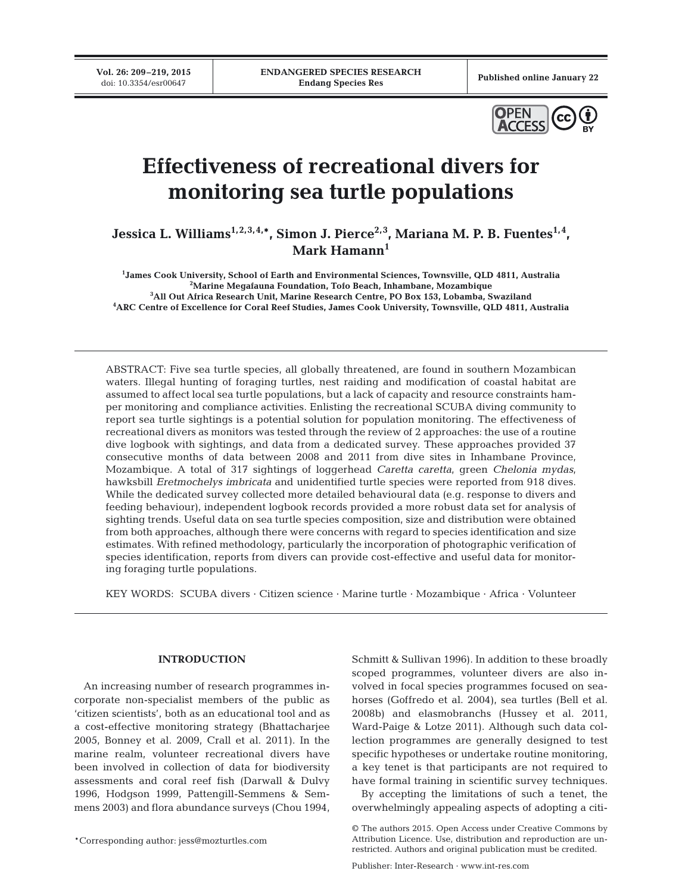# Effectiveness of recreational divers for monitoring sea turtle populations

**Jessica L. Williams[1,2,3,4,*], Simon J. Pierce[2,3], Mariana M. P. B. Fuentes[1,4], Mark Hamann[1]**

[1]James Cook University, School of Earth and Environmental Sciences, Townsville, QLD 4811, Australia
[2]Marine Megafauna Foundation, Tofo Beach, Inhambane, Mozambique
[3]All Out Africa Research Unit, Marine Research Centre, PO Box 153, Lobamba, Swaziland
[4]ARC Centre of Excellence for Coral Reef Studies, James Cook University, Townsville, QLD 4811, Australia

ABSTRACT: Five sea turtle species, all globally threatened, are found in southern Mozambican waters. Illegal hunting of foraging turtles, nest raiding and modification of coastal habitat are assumed to affect local sea turtle populations, but a lack of capacity and resource constraints hamper monitoring and compliance activities. Enlisting the recreational SCUBA diving community to report sea turtle sightings is a potential solution for population monitoring. The effectiveness of recreational divers as monitors was tested through the review of 2 approaches: the use of a routine dive logbook with sightings, and data from a dedicated survey. These approaches provided 37 consecutive months of data between 2008 and 2011 from dive sites in Inhambane Province, Mozambique. A total of 317 sightings of loggerhead *Caretta caretta*, green *Chelonia mydas*, hawksbill *Eretmochelys imbricata* and unidentified turtle species were reported from 918 dives. While the dedicated survey collected more detailed behavioural data (e.g. response to divers and feeding behaviour), independent logbook records provided a more robust data set for analysis of sighting trends. Useful data on sea turtle species composition, size and distribution were obtained from both approaches, although there were concerns with regard to species identification and size estimates. With refined methodology, particularly the incorporation of photographic verification of species identification, reports from divers can provide cost-effective and useful data for monitoring foraging turtle populations.

KEY WORDS: SCUBA divers · Citizen science · Marine turtle · Mozambique · Africa · Volunteer

## INTRODUCTION

An increasing number of research programmes incorporate non-specialist members of the public as 'citizen scientists', both as an educational tool and as a cost-effective monitoring strategy (Bhattacharjee 2005, Bonney et al. 2009, Crall et al. 2011). In the marine realm, volunteer recreational divers have been involved in collection of data for biodiversity assessments and coral reef fish (Darwall & Dulvy 1996, Hodgson 1999, Pattengill-Semmens & Semmens 2003) and flora abundance surveys (Chou 1994, Schmitt & Sullivan 1996). In addition to these broadly scoped programmes, volunteer divers are also involved in focal species programmes focused on seahorses (Goffredo et al. 2004), sea turtles (Bell et al. 2008b) and elasmobranchs (Hussey et al. 2011, Ward-Paige & Lotze 2011). Although such data collection programmes are generally designed to test specific hypotheses or undertake routine monitoring, a key tenet is that participants are not required to have formal training in scientific survey techniques.

By accepting the limitations of such a tenet, the overwhelmingly appealing aspects of adopting a citi-

*Corresponding author: jess@mozturtles.com

© The authors 2015. Open Access under Creative Commons by Attribution Licence. Use, distribution and reproduction are unrestricted. Authors and original publication must be credited.

Publisher: Inter-Research · www.int-res.com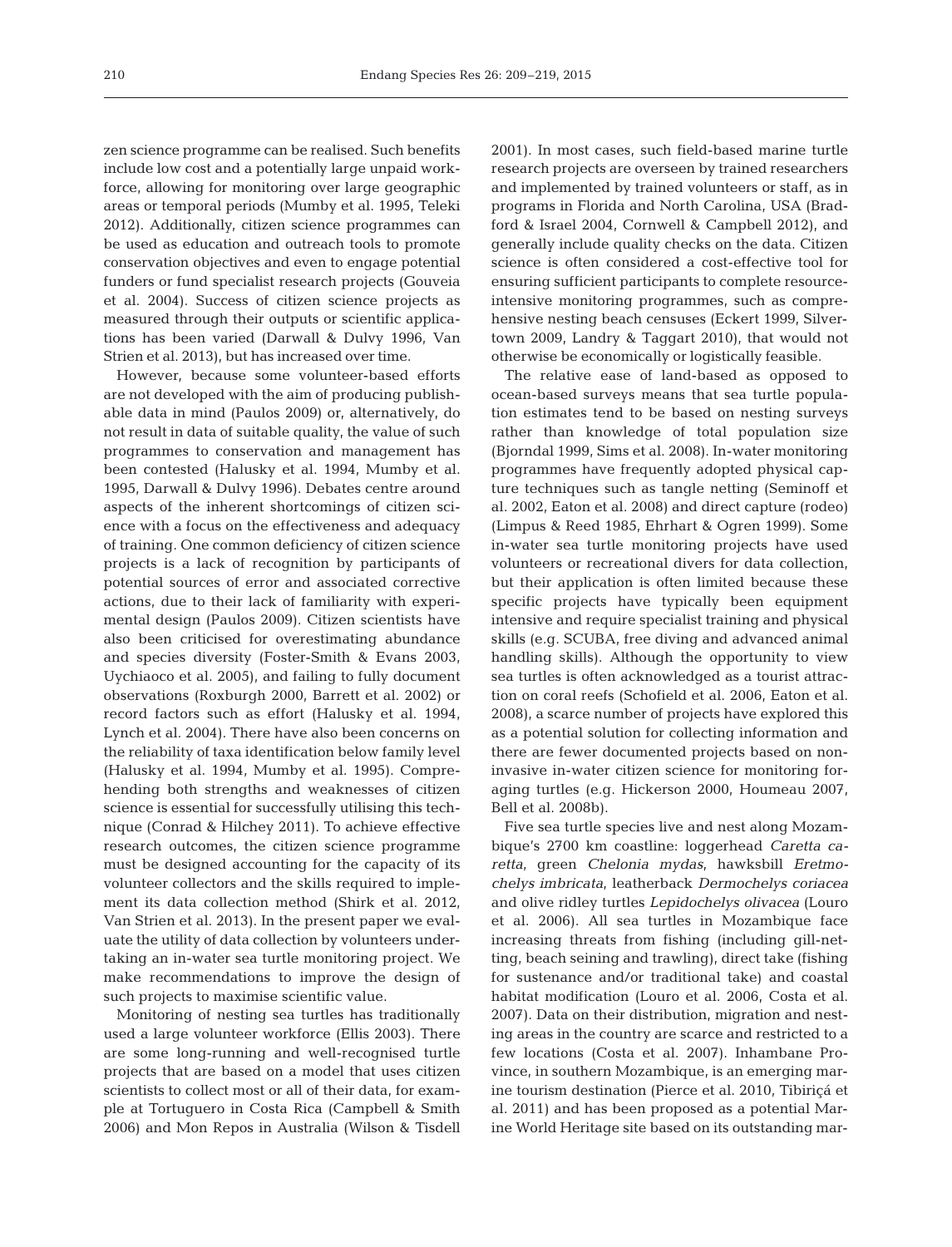zen science programme can be realised. Such benefits include low cost and a potentially large unpaid workforce, allowing for monitoring over large geographic areas or temporal periods (Mumby et al. 1995, Teleki 2012). Additionally, citizen science programmes can be used as education and outreach tools to promote conservation objectives and even to engage potential funders or fund specialist research projects (Gouveia et al. 2004). Success of citizen science projects as measured through their outputs or scientific applications has been varied (Darwall & Dulvy 1996, Van Strien et al. 2013), but has increased over time.

However, because some volunteer-based efforts are not developed with the aim of producing publishable data in mind (Paulos 2009) or, alternatively, do not result in data of suitable quality, the value of such programmes to conservation and management has been contested (Halusky et al. 1994, Mumby et al. 1995, Darwall & Dulvy 1996). Debates centre around aspects of the inherent shortcomings of citizen science with a focus on the effectiveness and adequacy of training. One common deficiency of citizen science projects is a lack of recognition by participants of potential sources of error and associated corrective actions, due to their lack of familiarity with experimental design (Paulos 2009). Citizen scientists have also been criticised for overestimating abundance and species diversity (Foster-Smith & Evans 2003, Uychiaoco et al. 2005), and failing to fully document observations (Roxburgh 2000, Barrett et al. 2002) or record factors such as effort (Halusky et al. 1994, Lynch et al. 2004). There have also been concerns on the reliability of taxa identification below family level (Halusky et al. 1994, Mumby et al. 1995). Comprehending both strengths and weaknesses of citizen science is essential for successfully utilising this technique (Conrad & Hilchey 2011). To achieve effective research outcomes, the citizen science programme must be designed accounting for the capacity of its volunteer collectors and the skills required to implement its data collection method (Shirk et al. 2012, Van Strien et al. 2013). In the present paper we evaluate the utility of data collection by volunteers undertaking an in-water sea turtle monitoring project. We make recommendations to improve the design of such projects to maximise scientific value.

Monitoring of nesting sea turtles has traditionally used a large volunteer workforce (Ellis 2003). There are some long-running and well-recognised turtle projects that are based on a model that uses citizen scientists to collect most or all of their data, for example at Tortuguero in Costa Rica (Campbell & Smith 2006) and Mon Repos in Australia (Wilson & Tisdell 2001). In most cases, such field-based marine turtle research projects are overseen by trained researchers and implemented by trained volunteers or staff, as in programs in Florida and North Carolina, USA (Bradford & Israel 2004, Cornwell & Campbell 2012), and generally include quality checks on the data. Citizen science is often considered a cost-effective tool for ensuring sufficient participants to complete resource-intensive monitoring programmes, such as comprehensive nesting beach censuses (Eckert 1999, Silvertown 2009, Landry & Taggart 2010), that would not otherwise be economically or logistically feasible.

The relative ease of land-based as opposed to ocean-based surveys means that sea turtle population estimates tend to be based on nesting surveys rather than knowledge of total population size (Bjorndal 1999, Sims et al. 2008). In-water monitoring programmes have frequently adopted physical capture techniques such as tangle netting (Seminoff et al. 2002, Eaton et al. 2008) and direct capture (rodeo) (Limpus & Reed 1985, Ehrhart & Ogren 1999). Some in-water sea turtle monitoring projects have used volunteers or recreational divers for data collection, but their application is often limited because these specific projects have typically been equipment intensive and require specialist training and physical skills (e.g. SCUBA, free diving and advanced animal handling skills). Although the opportunity to view sea turtles is often acknowledged as a tourist attraction on coral reefs (Schofield et al. 2006, Eaton et al. 2008), a scarce number of projects have explored this as a potential solution for collecting information and there are fewer documented projects based on non-invasive in-water citizen science for monitoring foraging turtles (e.g. Hickerson 2000, Houmeau 2007, Bell et al. 2008b).

Five sea turtle species live and nest along Mozambique's 2700 km coastline: loggerhead *Caretta caretta*, green *Chelonia mydas*, hawksbill *Eretmochelys imbricata*, leatherback *Dermochelys coriacea* and olive ridley turtles *Lepidochelys olivacea* (Louro et al. 2006). All sea turtles in Mozambique face increasing threats from fishing (including gill-netting, beach seining and trawling), direct take (fishing for sustenance and/or traditional take) and coastal habitat modification (Louro et al. 2006, Costa et al. 2007). Data on their distribution, migration and nesting areas in the country are scarce and restricted to a few locations (Costa et al. 2007). Inhambane Province, in southern Mozambique, is an emerging marine tourism destination (Pierce et al. 2010, Tibiriçá et al. 2011) and has been proposed as a potential Marine World Heritage site based on its outstanding mar-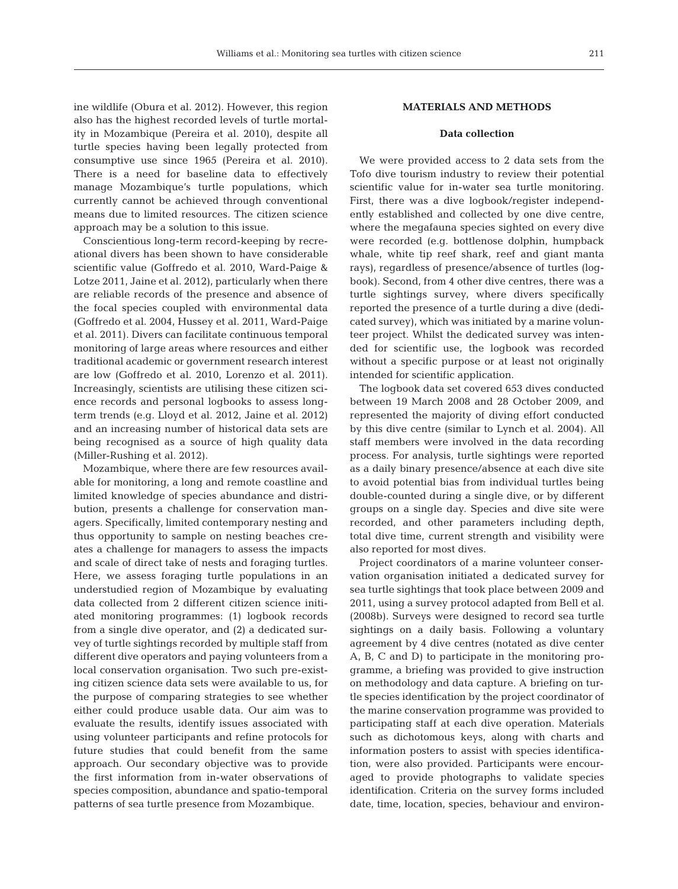ine wildlife (Obura et al. 2012). However, this region also has the highest recorded levels of turtle mortality in Mozambique (Pereira et al. 2010), despite all turtle species having been legally protected from consumptive use since 1965 (Pereira et al. 2010). There is a need for baseline data to effectively manage Mozambique's turtle populations, which currently cannot be achieved through conventional means due to limited resources. The citizen science approach may be a solution to this issue.

Conscientious long-term record-keeping by recreational divers has been shown to have considerable scientific value (Goffredo et al. 2010, Ward-Paige & Lotze 2011, Jaine et al. 2012), particularly when there are reliable records of the presence and absence of the focal species coupled with environmental data (Goffredo et al. 2004, Hussey et al. 2011, Ward-Paige et al. 2011). Divers can facilitate continuous temporal monitoring of large areas where resources and either traditional academic or government research interest are low (Goffredo et al. 2010, Lorenzo et al. 2011). Increasingly, scientists are utilising these citizen science records and personal logbooks to assess long-term trends (e.g. Lloyd et al. 2012, Jaine et al. 2012) and an increasing number of historical data sets are being recognised as a source of high quality data (Miller-Rushing et al. 2012).

Mozambique, where there are few resources available for monitoring, a long and remote coastline and limited knowledge of species abundance and distribution, presents a challenge for conservation managers. Specifically, limited contemporary nesting and thus opportunity to sample on nesting beaches creates a challenge for managers to assess the impacts and scale of direct take of nests and foraging turtles. Here, we assess foraging turtle populations in an understudied region of Mozambique by evaluating data collected from 2 different citizen science initiated monitoring programmes: (1) logbook records from a single dive operator, and (2) a dedicated survey of turtle sightings recorded by multiple staff from different dive operators and paying volunteers from a local conservation organisation. Two such pre-existing citizen science data sets were available to us, for the purpose of comparing strategies to see whether either could produce usable data. Our aim was to evaluate the results, identify issues associated with using volunteer participants and refine protocols for future studies that could benefit from the same approach. Our secondary objective was to provide the first information from in-water observations of species composition, abundance and spatio-temporal patterns of sea turtle presence from Mozambique.

## MATERIALS AND METHODS

### Data collection

We were provided access to 2 data sets from the Tofo dive tourism industry to review their potential scientific value for in-water sea turtle monitoring. First, there was a dive logbook/register independently established and collected by one dive centre, where the megafauna species sighted on every dive were recorded (e.g. bottlenose dolphin, humpback whale, white tip reef shark, reef and giant manta rays), regardless of presence/absence of turtles (logbook). Second, from 4 other dive centres, there was a turtle sightings survey, where divers specifically reported the presence of a turtle during a dive (dedicated survey), which was initiated by a marine volunteer project. Whilst the dedicated survey was intended for scientific use, the logbook was recorded without a specific purpose or at least not originally intended for scientific application.

The logbook data set covered 653 dives conducted between 19 March 2008 and 28 October 2009, and represented the majority of diving effort conducted by this dive centre (similar to Lynch et al. 2004). All staff members were involved in the data recording process. For analysis, turtle sightings were reported as a daily binary presence/absence at each dive site to avoid potential bias from individual turtles being double-counted during a single dive, or by different groups on a single day. Species and dive site were recorded, and other parameters including depth, total dive time, current strength and visibility were also reported for most dives.

Project coordinators of a marine volunteer conservation organisation initiated a dedicated survey for sea turtle sightings that took place between 2009 and 2011, using a survey protocol adapted from Bell et al. (2008b). Surveys were designed to record sea turtle sightings on a daily basis. Following a voluntary agreement by 4 dive centres (notated as dive center A, B, C and D) to participate in the monitoring programme, a briefing was provided to give instruction on methodology and data capture. A briefing on turtle species identification by the project coordinator of the marine conservation programme was provided to participating staff at each dive operation. Materials such as dichotomous keys, along with charts and information posters to assist with species identification, were also provided. Participants were encouraged to provide photographs to validate species identification. Criteria on the survey forms included date, time, location, species, behaviour and environ-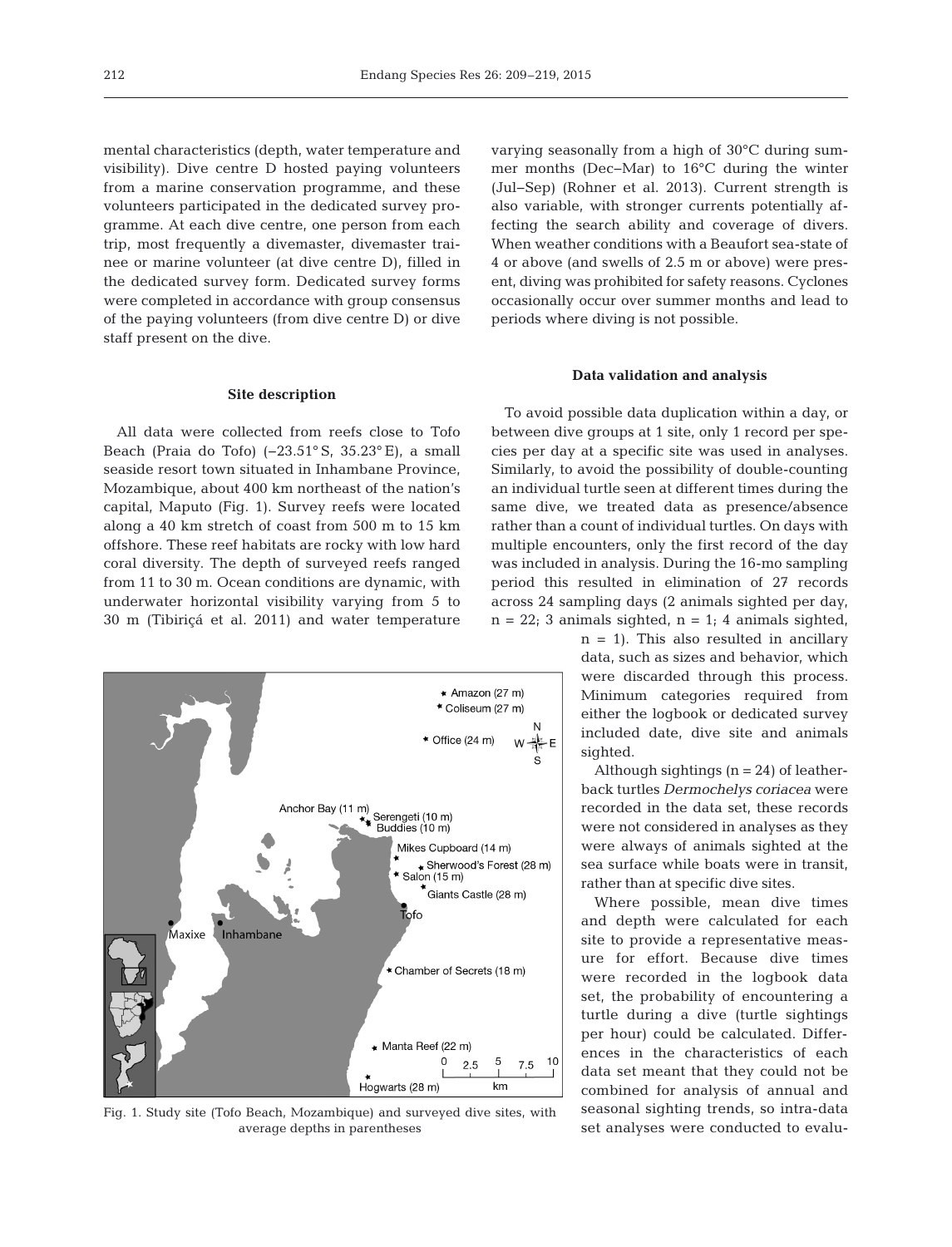mental characteristics (depth, water temperature and visibility). Dive centre D hosted paying volunteers from a marine conservation programme, and these volunteers participated in the dedicated survey programme. At each dive centre, one person from each trip, most frequently a divemaster, divemaster trainee or marine volunteer (at dive centre D), filled in the dedicated survey form. Dedicated survey forms were completed in accordance with group consensus of the paying volunteers (from dive centre D) or dive staff present on the dive.

### Site description

All data were collected from reefs close to Tofo Beach (Praia do Tofo) (−23.51° S, 35.23° E), a small seaside resort town situated in Inhambane Province, Mozambique, about 400 km northeast of the nation's capital, Maputo (Fig. 1). Survey reefs were located along a 40 km stretch of coast from 500 m to 15 km offshore. These reef habitats are rocky with low hard coral diversity. The depth of surveyed reefs ranged from 11 to 30 m. Ocean conditions are dynamic, with underwater horizontal visibility varying from 5 to 30 m (Tibiriçá et al. 2011) and water temperature varying seasonally from a high of 30°C during summer months (Dec–Mar) to 16°C during the winter (Jul–Sep) (Rohner et al. 2013). Current strength is also variable, with stronger currents potentially affecting the search ability and coverage of divers. When weather conditions with a Beaufort sea-state of 4 or above (and swells of 2.5 m or above) were present, diving was prohibited for safety reasons. Cyclones occasionally occur over summer months and lead to periods where diving is not possible.

Fig. 1. Study site (Tofo Beach, Mozambique) and surveyed dive sites, with average depths in parentheses

### Data validation and analysis

To avoid possible data duplication within a day, or between dive groups at 1 site, only 1 record per species per day at a specific site was used in analyses. Similarly, to avoid the possibility of double-counting an individual turtle seen at different times during the same dive, we treated data as presence/absence rather than a count of individual turtles. On days with multiple encounters, only the first record of the day was included in analysis. During the 16-mo sampling period this resulted in elimination of 27 records across 24 sampling days (2 animals sighted per day, n = 22; 3 animals sighted, n = 1; 4 animals sighted, n = 1). This also resulted in ancillary data, such as sizes and behavior, which were discarded through this process. Minimum categories required from either the logbook or dedicated survey included date, dive site and animals sighted.

Although sightings (n = 24) of leatherback turtles *Dermochelys coriacea* were recorded in the data set, these records were not considered in analyses as they were always of animals sighted at the sea surface while boats were in transit, rather than at specific dive sites.

Where possible, mean dive times and depth were calculated for each site to provide a representative measure for effort. Because dive times were recorded in the logbook data set, the probability of encountering a turtle during a dive (turtle sightings per hour) could be calculated. Differences in the characteristics of each data set meant that they could not be combined for analysis of annual and seasonal sighting trends, so intra-data set analyses were conducted to evalu-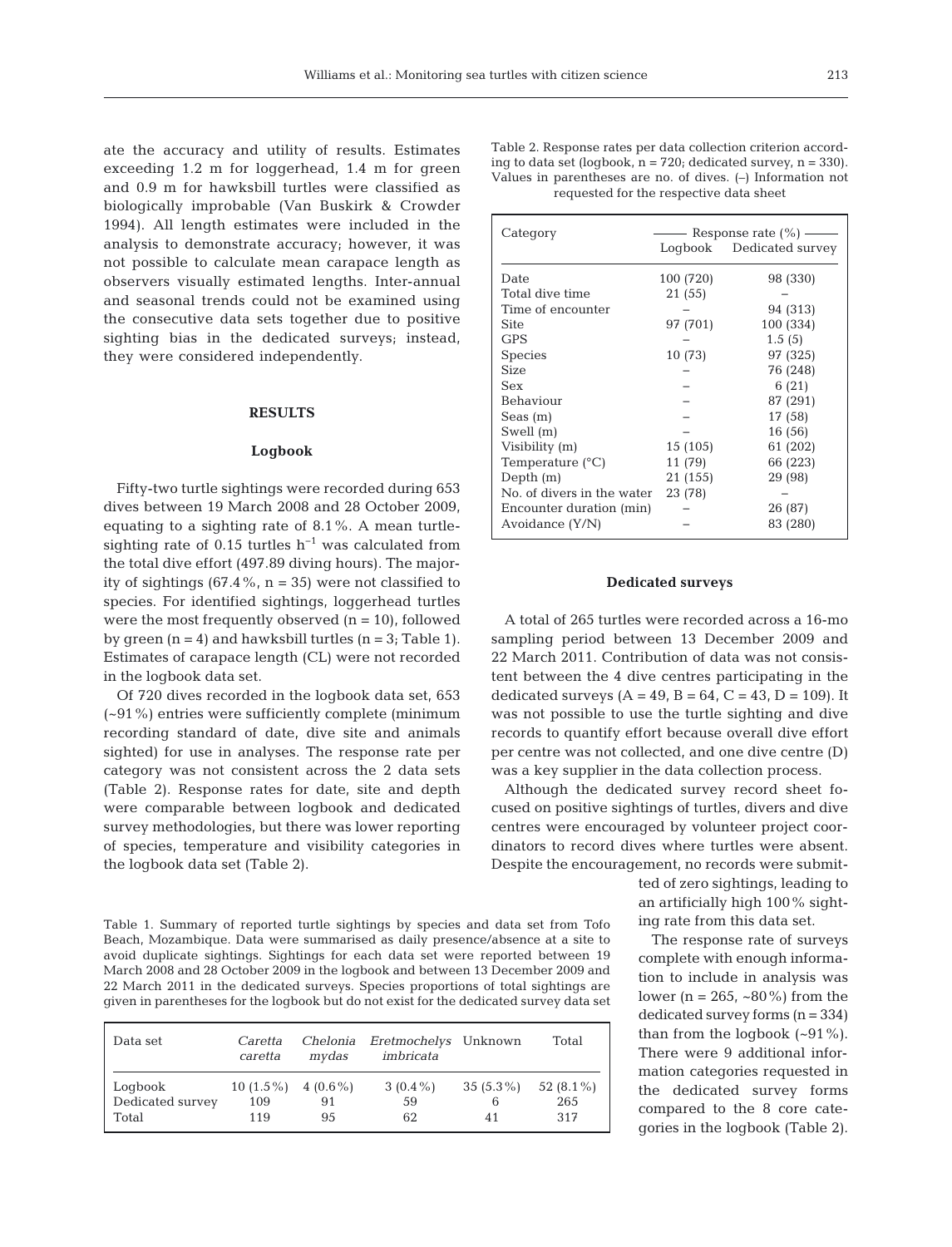ate the accuracy and utility of results. Estimates exceeding 1.2 m for loggerhead, 1.4 m for green and 0.9 m for hawksbill turtles were classified as biologically improbable (Van Buskirk & Crowder 1994). All length estimates were included in the analysis to demonstrate accuracy; however, it was not possible to calculate mean carapace length as observers visually estimated lengths. Inter-annual and seasonal trends could not be examined using the consecutive data sets together due to positive sighting bias in the dedicated surveys; instead, they were considered independently.

## RESULTS

### Logbook

Fifty-two turtle sightings were recorded during 653 dives between 19 March 2008 and 28 October 2009, equating to a sighting rate of 8.1%. A mean turtle-sighting rate of 0.15 turtles $h^{-1}$ was calculated from the total dive effort (497.89 diving hours). The majority of sightings (67.4%, n = 35) were not classified to species. For identified sightings, loggerhead turtles were the most frequently observed (n = 10), followed by green (n = 4) and hawksbill turtles (n = 3; Table 1). Estimates of carapace length (CL) were not recorded in the logbook data set.

Of 720 dives recorded in the logbook data set, 653 (~91%) entries were sufficiently complete (minimum recording standard of date, dive site and animals sighted) for use in analyses. The response rate per category was not consistent across the 2 data sets (Table 2). Response rates for date, site and depth were comparable between logbook and dedicated survey methodologies, but there was lower reporting of species, temperature and visibility categories in the logbook data set (Table 2).

Table 1. Summary of reported turtle sightings by species and data set from Tofo Beach, Mozambique. Data were summarised as daily presence/absence at a site to avoid duplicate sightings. Sightings for each data set were reported between 19 March 2008 and 28 October 2009 in the logbook and between 13 December 2009 and 22 March 2011 in the dedicated surveys. Species proportions of total sightings are given in parentheses for the logbook but do not exist for the dedicated survey data set

| Data set | *Caretta caretta* | *Chelonia mydas* | *Eretmochelys imbricata* | Unknown | Total |
|---|---|---|---|---|---|
| Logbook | 10 (1.5%) | 4 (0.6%) | 3 (0.4%) | 35 (5.3%) | 52 (8.1%) |
| Dedicated survey | 109 | 91 | 59 | 6 | 265 |
| Total | 119 | 95 | 62 | 41 | 317 |

Table 2. Response rates per data collection criterion according to data set (logbook, n = 720; dedicated survey, n = 330). Values in parentheses are no. of dives. (–) Information not requested for the respective data sheet

| Category | Response rate (%) | |
|---|---|---|
| | Logbook | Dedicated survey |
| Date | 100 (720) | 98 (330) |
| Total dive time | 21 (55) | – |
| Time of encounter | – | 94 (313) |
| Site | 97 (701) | 100 (334) |
| GPS | – | 1.5 (5) |
| Species | 10 (73) | 97 (325) |
| Size | – | 76 (248) |
| Sex | – | 6 (21) |
| Behaviour | – | 87 (291) |
| Seas (m) | – | 17 (58) |
| Swell (m) | – | 16 (56) |
| Visibility (m) | 15 (105) | 61 (202) |
| Temperature (°C) | 11 (79) | 66 (223) |
| Depth (m) | 21 (155) | 29 (98) |
| No. of divers in the water | 23 (78) | – |
| Encounter duration (min) | – | 26 (87) |
| Avoidance (Y/N) | – | 83 (280) |

### Dedicated surveys

A total of 265 turtles were recorded across a 16-mo sampling period between 13 December 2009 and 22 March 2011. Contribution of data was not consistent between the 4 dive centres participating in the dedicated surveys (A = 49, B = 64, C = 43, D = 109). It was not possible to use the turtle sighting and dive records to quantify effort because overall dive effort per centre was not collected, and one dive centre (D) was a key supplier in the data collection process.

Although the dedicated survey record sheet focused on positive sightings of turtles, divers and dive centres were encouraged by volunteer project coordinators to record dives where turtles were absent. Despite the encouragement, no records were submitted of zero sightings, leading to an artificially high 100% sighting rate from this data set.

The response rate of surveys complete with enough information to include in analysis was lower (n = 265, ~80%) from the dedicated survey forms (n = 334) than from the logbook (~91%). There were 9 additional information categories requested in the dedicated survey forms compared to the 8 core categories in the logbook (Table 2).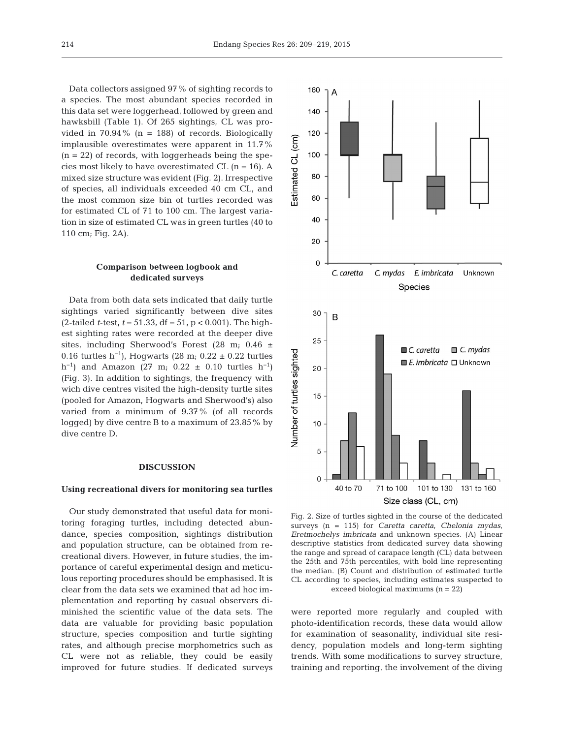Data collectors assigned 97% of sighting records to a species. The most abundant species recorded in this data set were loggerhead, followed by green and hawksbill (Table 1). Of 265 sightings, CL was provided in 70.94% (n = 188) of records. Biologically implausible overestimates were apparent in 11.7% (n = 22) of records, with loggerheads being the species most likely to have overestimated CL (n = 16). A mixed size structure was evident (Fig. 2). Irrespective of species, all individuals exceeded 40 cm CL, and the most common size bin of turtles recorded was for estimated CL of 71 to 100 cm. The largest variation in size of estimated CL was in green turtles (40 to 110 cm; Fig. 2A).

### Comparison between logbook and dedicated surveys

Data from both data sets indicated that daily turtle sightings varied significantly between dive sites (2-tailed *t*-test, $t = 51.33$, df = 51, $p < 0.001$). The highest sighting rates were recorded at the deeper dive sites, including Sherwood's Forest (28 m; 0.46 ± 0.16 turtles $h^{-1}$), Hogwarts (28 m; 0.22 ± 0.22 turtles $h^{-1}$) and Amazon (27 m; 0.22 ± 0.10 turtles $h^{-1}$) (Fig. 3). In addition to sightings, the frequency with wich dive centres visited the high-density turtle sites (pooled for Amazon, Hogwarts and Sherwood's) also varied from a minimum of 9.37% (of all records logged) by dive centre B to a maximum of 23.85% by dive centre D.

Fig. 2. Size of turtles sighted in the course of the dedicated surveys (n = 115) for *Caretta caretta*, *Chelonia mydas*, *Eretmochelys imbricata* and unknown species. (A) Linear descriptive statistics from dedicated survey data showing the range and spread of carapace length (CL) data between the 25th and 75th percentiles, with bold line representing the median. (B) Count and distribution of estimated turtle CL according to species, including estimates suspected to exceed biological maximums (n = 22)

## DISCUSSION

### Using recreational divers for monitoring sea turtles

Our study demonstrated that useful data for monitoring foraging turtles, including detected abundance, species composition, sightings distribution and population structure, can be obtained from recreational divers. However, in future studies, the importance of careful experimental design and meticulous reporting procedures should be emphasised. It is clear from the data sets we examined that ad hoc implementation and reporting by casual observers diminished the scientific value of the data sets. The data are valuable for providing basic population structure, species composition and turtle sighting rates, and although precise morphometrics such as CL were not as reliable, they could be easily improved for future studies. If dedicated surveys were reported more regularly and coupled with photo-identification records, these data would allow for examination of seasonality, individual site residency, population models and long-term sighting trends. With some modifications to survey structure, training and reporting, the involvement of the diving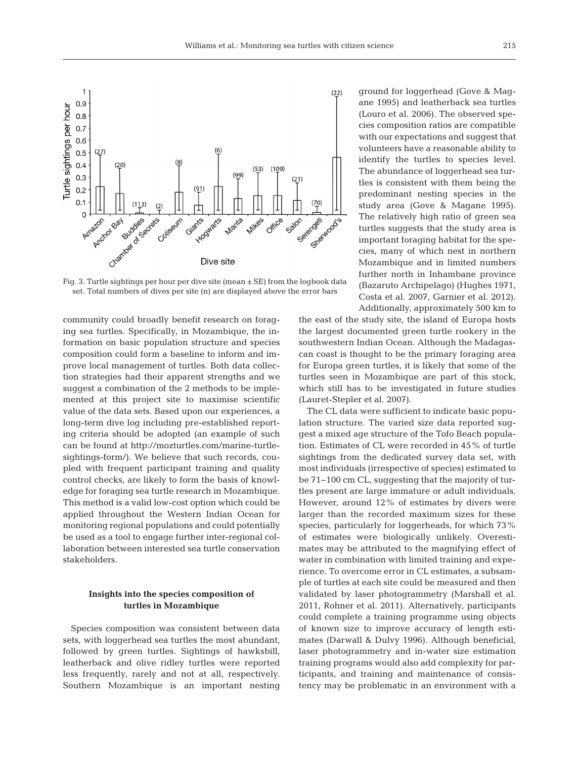Fig. 3. Turtle sightings per hour per dive site (mean ± SE) from the logbook data set. Total numbers of dives per site (n) are displayed above the error bars

community could broadly benefit research on foraging sea turtles. Specifically, in Mozambique, the information on basic population structure and species composition could form a baseline to inform and improve local management of turtles. Both data collection strategies had their apparent strengths and we suggest a combination of the 2 methods to be implemented at this project site to maximise scientific value of the data sets. Based upon our experiences, a long-term dive log including pre-established reporting criteria should be adopted (an example of such can be found at http://mozturtles.com/marine-turtle-sightings-form/). We believe that such records, coupled with frequent participant training and quality control checks, are likely to form the basis of knowledge for foraging sea turtle research in Mozambique. This method is a valid low-cost option which could be applied throughout the Western Indian Ocean for monitoring regional populations and could potentially be used as a tool to engage further inter-regional collaboration between interested sea turtle conservation stakeholders.

### Insights into the species composition of turtles in Mozambique

Species composition was consistent between data sets, with loggerhead sea turtles the most abundant, followed by green turtles. Sightings of hawksbill, leatherback and olive ridley turtles were reported less frequently, rarely and not at all, respectively. Southern Mozambique is an important nesting ground for loggerhead (Gove & Magane 1995) and leatherback sea turtles (Louro et al. 2006). The observed species composition ratios are compatible with our expectations and suggest that volunteers have a reasonable ability to identify the turtles to species level. The abundance of loggerhead sea turtles is consistent with them being the predominant nesting species in the study area (Gove & Magane 1995). The relatively high ratio of green sea turtles suggests that the study area is important foraging habitat for the species, many of which nest in northern Mozambique and in limited numbers further north in Inhambane province (Bazaruto Archipelago) (Hughes 1971, Costa et al. 2007, Garnier et al. 2012). Additionally, approximately 500 km to the east of the study site, the island of Europa hosts the largest documented green turtle rookery in the southwestern Indian Ocean. Although the Madagascan coast is thought to be the primary foraging area for Europa green turtles, it is likely that some of the turtles seen in Mozambique are part of this stock, which still has to be investigated in future studies (Lauret-Stepler et al. 2007).

The CL data were sufficient to indicate basic population structure. The varied size data reported suggest a mixed age structure of the Tofo Beach population. Estimates of CL were recorded in 45% of turtle sightings from the dedicated survey data set, with most individuals (irrespective of species) estimated to be 71–100 cm CL, suggesting that the majority of turtles present are large immature or adult individuals. However, around 12% of estimates by divers were larger than the recorded maximum sizes for these species, particularly for loggerheads, for which 73% of estimates were biologically unlikely. Overestimates may be attributed to the magnifying effect of water in combination with limited training and experience. To overcome error in CL estimates, a subsample of turtles at each site could be measured and then validated by laser photogrammetry (Marshall et al. 2011, Rohner et al. 2011). Alternatively, participants could complete a training programme using objects of known size to improve accuracy of length estimates (Darwall & Dulvy 1996). Although beneficial, laser photogrammetry and in-water size estimation training programs would also add complexity for participants, and training and maintenance of consistency may be problematic in an environment with a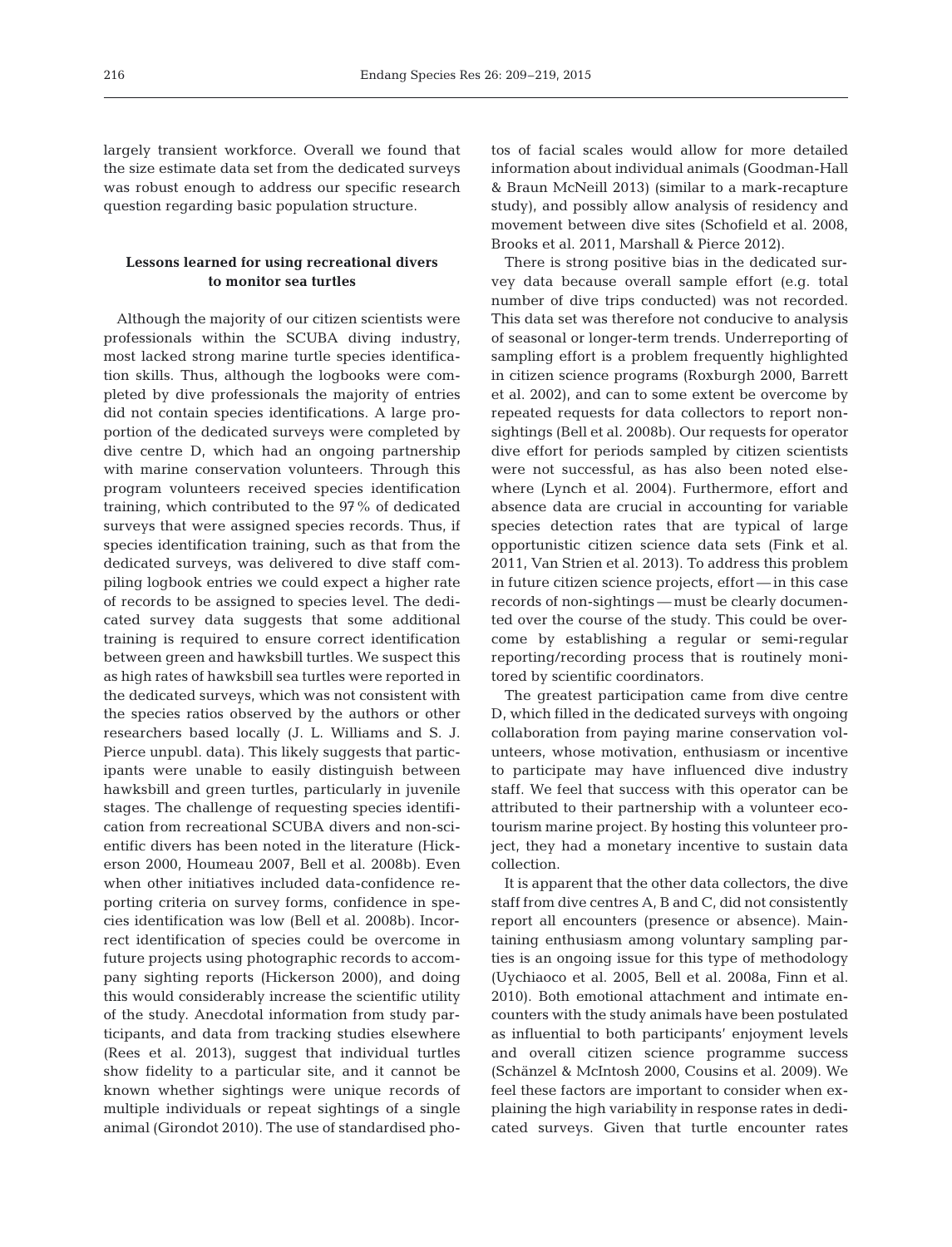largely transient workforce. Overall we found that the size estimate data set from the dedicated surveys was robust enough to address our specific research question regarding basic population structure.

### Lessons learned for using recreational divers to monitor sea turtles

Although the majority of our citizen scientists were professionals within the SCUBA diving industry, most lacked strong marine turtle species identification skills. Thus, although the logbooks were completed by dive professionals the majority of entries did not contain species identifications. A large proportion of the dedicated surveys were completed by dive centre D, which had an ongoing partnership with marine conservation volunteers. Through this program volunteers received species identification training, which contributed to the 97% of dedicated surveys that were assigned species records. Thus, if species identification training, such as that from the dedicated surveys, was delivered to dive staff compiling logbook entries we could expect a higher rate of records to be assigned to species level. The dedicated survey data suggests that some additional training is required to ensure correct identification between green and hawksbill turtles. We suspect this as high rates of hawksbill sea turtles were reported in the dedicated surveys, which was not consistent with the species ratios observed by the authors or other researchers based locally (J. L. Williams and S. J. Pierce unpubl. data). This likely suggests that participants were unable to easily distinguish between hawksbill and green turtles, particularly in juvenile stages. The challenge of requesting species identification from recreational SCUBA divers and non-scientific divers has been noted in the literature (Hickerson 2000, Houmeau 2007, Bell et al. 2008b). Even when other initiatives included data-confidence reporting criteria on survey forms, confidence in species identification was low (Bell et al. 2008b). Incorrect identification of species could be overcome in future projects using photographic records to accompany sighting reports (Hickerson 2000), and doing this would considerably increase the scientific utility of the study. Anecdotal information from study participants, and data from tracking studies elsewhere (Rees et al. 2013), suggest that individual turtles show fidelity to a particular site, and it cannot be known whether sightings were unique records of multiple individuals or repeat sightings of a single animal (Girondot 2010). The use of standardised photos of facial scales would allow for more detailed information about individual animals (Goodman-Hall & Braun McNeill 2013) (similar to a mark-recapture study), and possibly allow analysis of residency and movement between dive sites (Schofield et al. 2008, Brooks et al. 2011, Marshall & Pierce 2012).

There is strong positive bias in the dedicated survey data because overall sample effort (e.g. total number of dive trips conducted) was not recorded. This data set was therefore not conducive to analysis of seasonal or longer-term trends. Underreporting of sampling effort is a problem frequently highlighted in citizen science programs (Roxburgh 2000, Barrett et al. 2002), and can to some extent be overcome by repeated requests for data collectors to report non-sightings (Bell et al. 2008b). Our requests for operator dive effort for periods sampled by citizen scientists were not successful, as has also been noted elsewhere (Lynch et al. 2004). Furthermore, effort and absence data are crucial in accounting for variable species detection rates that are typical of large opportunistic citizen science data sets (Fink et al. 2011, Van Strien et al. 2013). To address this problem in future citizen science projects, effort — in this case records of non-sightings — must be clearly documented over the course of the study. This could be overcome by establishing a regular or semi-regular reporting/recording process that is routinely monitored by scientific coordinators.

The greatest participation came from dive centre D, which filled in the dedicated surveys with ongoing collaboration from paying marine conservation volunteers, whose motivation, enthusiasm or incentive to participate may have influenced dive industry staff. We feel that success with this operator can be attributed to their partnership with a volunteer ecotourism marine project. By hosting this volunteer project, they had a monetary incentive to sustain data collection.

It is apparent that the other data collectors, the dive staff from dive centres A, B and C, did not consistently report all encounters (presence or absence). Maintaining enthusiasm among voluntary sampling parties is an ongoing issue for this type of methodology (Uychiaoco et al. 2005, Bell et al. 2008a, Finn et al. 2010). Both emotional attachment and intimate encounters with the study animals have been postulated as influential to both participants' enjoyment levels and overall citizen science programme success (Schänzel & McIntosh 2000, Cousins et al. 2009). We feel these factors are important to consider when explaining the high variability in response rates in dedicated surveys. Given that turtle encounter rates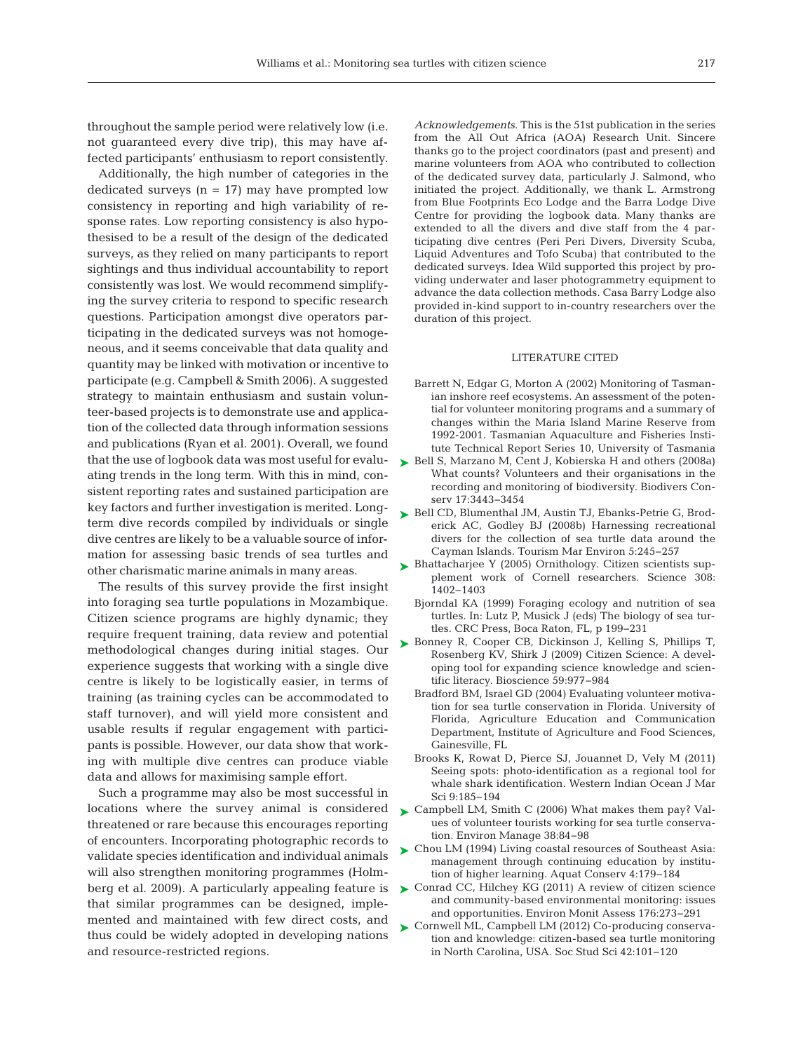throughout the sample period were relatively low (i.e. not guaranteed every dive trip), this may have affected participants' enthusiasm to report consistently.

Additionally, the high number of categories in the dedicated surveys (n = 17) may have prompted low consistency in reporting and high variability of response rates. Low reporting consistency is also hypothesised to be a result of the design of the dedicated surveys, as they relied on many participants to report sightings and thus individual accountability to report consistently was lost. We would recommend simplifying the survey criteria to respond to specific research questions. Participation amongst dive operators participating in the dedicated surveys was not homogeneous, and it seems conceivable that data quality and quantity may be linked with motivation or incentive to participate (e.g. Campbell & Smith 2006). A suggested strategy to maintain enthusiasm and sustain volunteer-based projects is to demonstrate use and application of the collected data through information sessions and publications (Ryan et al. 2001). Overall, we found that the use of logbook data was most useful for evaluating trends in the long term. With this in mind, consistent reporting rates and sustained participation are key factors and further investigation is merited. Long-term dive records compiled by individuals or single dive centres are likely to be a valuable source of information for assessing basic trends of sea turtles and other charismatic marine animals in many areas.

The results of this survey provide the first insight into foraging sea turtle populations in Mozambique. Citizen science programs are highly dynamic; they require frequent training, data review and potential methodological changes during initial stages. Our experience suggests that working with a single dive centre is likely to be logistically easier, in terms of training (as training cycles can be accommodated to staff turnover), and will yield more consistent and usable results if regular engagement with participants is possible. However, our data show that working with multiple dive centres can produce viable data and allows for maximising sample effort.

Such a programme may also be most successful in locations where the survey animal is considered threatened or rare because this encourages reporting of encounters. Incorporating photographic records to validate species identification and individual animals will also strengthen monitoring programmes (Holmberg et al. 2009). A particularly appealing feature is that similar programmes can be designed, implemented and maintained with few direct costs, and thus could be widely adopted in developing nations and resource-restricted regions.

*Acknowledgements.* This is the 51st publication in the series from the All Out Africa (AOA) Research Unit. Sincere thanks go to the project coordinators (past and present) and marine volunteers from AOA who contributed to collection of the dedicated survey data, particularly J. Salmond, who initiated the project. Additionally, we thank L. Armstrong from Blue Footprints Eco Lodge and the Barra Lodge Dive Centre for providing the logbook data. Many thanks are extended to all the divers and dive staff from the 4 participating dive centres (Peri Peri Divers, Diversity Scuba, Liquid Adventures and Tofo Scuba) that contributed to the dedicated surveys. Idea Wild supported this project by providing underwater and laser photogrammetry equipment to advance the data collection methods. Casa Barry Lodge also provided in-kind support to in-country researchers over the duration of this project.

## LITERATURE CITED

Barrett N, Edgar G, Morton A (2002) Monitoring of Tasmanian inshore reef ecosystems. An assessment of the potential for volunteer monitoring programs and a summary of changes within the Maria Island Marine Reserve from 1992-2001. Tasmanian Aquaculture and Fisheries Institute Technical Report Series 10, University of Tasmania

Bell S, Marzano M, Cent J, Kobierska H and others (2008a) What counts? Volunteers and their organisations in the recording and monitoring of biodiversity. Biodivers Conserv 17:3443−3454

Bell CD, Blumenthal JM, Austin TJ, Ebanks-Petrie G, Broderick AC, Godley BJ (2008b) Harnessing recreational divers for the collection of sea turtle data around the Cayman Islands. Tourism Mar Environ 5:245−257

Bhattacharjee Y (2005) Ornithology. Citizen scientists supplement work of Cornell researchers. Science 308: 1402−1403

Bjorndal KA (1999) Foraging ecology and nutrition of sea turtles. In: Lutz P, Musick J (eds) The biology of sea turtles. CRC Press, Boca Raton, FL, p 199−231

Bonney R, Cooper CB, Dickinson J, Kelling S, Phillips T, Rosenberg KV, Shirk J (2009) Citizen Science: A developing tool for expanding science knowledge and scientific literacy. Bioscience 59:977−984

Bradford BM, Israel GD (2004) Evaluating volunteer motivation for sea turtle conservation in Florida. University of Florida, Agriculture Education and Communication Department, Institute of Agriculture and Food Sciences, Gainesville, FL

Brooks K, Rowat D, Pierce SJ, Jouannet D, Vely M (2011) Seeing spots: photo-identification as a regional tool for whale shark identification. Western Indian Ocean J Mar Sci 9:185−194

Campbell LM, Smith C (2006) What makes them pay? Values of volunteer tourists working for sea turtle conservation. Environ Manage 38:84−98

Chou LM (1994) Living coastal resources of Southeast Asia: management through continuing education by institution of higher learning. Aquat Conserv 4:179−184

Conrad CC, Hilchey KG (2011) A review of citizen science and community-based environmental monitoring: issues and opportunities. Environ Monit Assess 176:273−291

Cornwell ML, Campbell LM (2012) Co-producing conservation and knowledge: citizen-based sea turtle monitoring in North Carolina, USA. Soc Stud Sci 42:101−120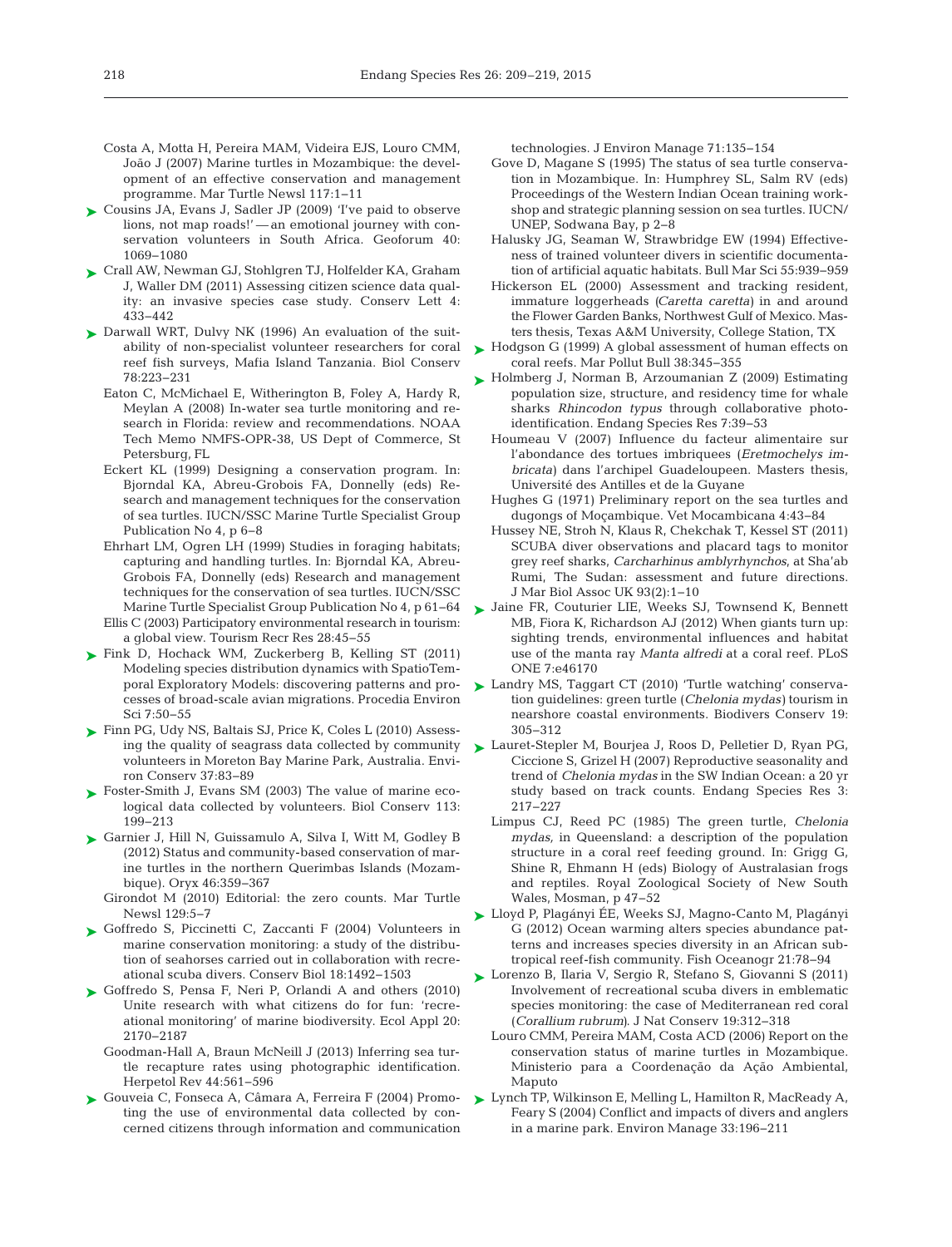Costa A, Motta H, Pereira MAM, Videira EJS, Louro CMM, João J (2007) Marine turtles in Mozambique: the development of an effective conservation and management programme. Mar Turtle Newsl 117:1–11

Cousins JA, Evans J, Sadler JP (2009) 'I've paid to observe lions, not map roads!' — an emotional journey with conservation volunteers in South Africa. Geoforum 40: 1069–1080

Crall AW, Newman GJ, Stohlgren TJ, Holfelder KA, Graham J, Waller DM (2011) Assessing citizen science data quality: an invasive species case study. Conserv Lett 4: 433–442

Darwall WRT, Dulvy NK (1996) An evaluation of the suitability of non-specialist volunteer researchers for coral reef fish surveys, Mafia Island Tanzania. Biol Conserv 78:223–231

Eaton C, McMichael E, Witherington B, Foley A, Hardy R, Meylan A (2008) In-water sea turtle monitoring and research in Florida: review and recommendations. NOAA Tech Memo NMFS-OPR-38, US Dept of Commerce, St Petersburg, FL

Eckert KL (1999) Designing a conservation program. In: Bjorndal KA, Abreu-Grobois FA, Donnelly (eds) Research and management techniques for the conservation of sea turtles. IUCN/SSC Marine Turtle Specialist Group Publication No 4, p 6–8

Ehrhart LM, Ogren LH (1999) Studies in foraging habitats; capturing and handling turtles. In: Bjorndal KA, Abreu-Grobois FA, Donnelly (eds) Research and management techniques for the conservation of sea turtles. IUCN/SSC Marine Turtle Specialist Group Publication No 4, p 61–64

Ellis C (2003) Participatory environmental research in tourism: a global view. Tourism Recr Res 28:45–55

Fink D, Hochack WM, Zuckerberg B, Kelling ST (2011) Modeling species distribution dynamics with SpatioTemporal Exploratory Models: discovering patterns and processes of broad-scale avian migrations. Procedia Environ Sci 7:50–55

Finn PG, Udy NS, Baltais SJ, Price K, Coles L (2010) Assessing the quality of seagrass data collected by community volunteers in Moreton Bay Marine Park, Australia. Environ Conserv 37:83–89

Foster-Smith J, Evans SM (2003) The value of marine ecological data collected by volunteers. Biol Conserv 113: 199–213

Garnier J, Hill N, Guissamulo A, Silva I, Witt M, Godley B (2012) Status and community-based conservation of marine turtles in the northern Querimbas Islands (Mozambique). Oryx 46:359–367

Girondot M (2010) Editorial: the zero counts. Mar Turtle Newsl 129:5–7

Goffredo S, Piccinetti C, Zaccanti F (2004) Volunteers in marine conservation monitoring: a study of the distribution of seahorses carried out in collaboration with recreational scuba divers. Conserv Biol 18:1492–1503

Goffredo S, Pensa F, Neri P, Orlandi A and others (2010) Unite research with what citizens do for fun: 'recreational monitoring' of marine biodiversity. Ecol Appl 20: 2170–2187

Goodman-Hall A, Braun McNeill J (2013) Inferring sea turtle recapture rates using photographic identification. Herpetol Rev 44:561–596

Gouveia C, Fonseca A, Câmara A, Ferreira F (2004) Promoting the use of environmental data collected by concerned citizens through information and communication technologies. J Environ Manage 71:135–154

Gove D, Magane S (1995) The status of sea turtle conservation in Mozambique. In: Humphrey SL, Salm RV (eds) Proceedings of the Western Indian Ocean training workshop and strategic planning session on sea turtles. IUCN/UNEP, Sodwana Bay, p 2–8

Halusky JG, Seaman W, Strawbridge EW (1994) Effectiveness of trained volunteer divers in scientific documentation of artificial aquatic habitats. Bull Mar Sci 55:939–959

Hickerson EL (2000) Assessment and tracking resident, immature loggerheads (*Caretta caretta*) in and around the Flower Garden Banks, Northwest Gulf of Mexico. Masters thesis, Texas A&M University, College Station, TX

Hodgson G (1999) A global assessment of human effects on coral reefs. Mar Pollut Bull 38:345–355

Holmberg J, Norman B, Arzoumanian Z (2009) Estimating population size, structure, and residency time for whale sharks *Rhincodon typus* through collaborative photo-identification. Endang Species Res 7:39–53

Houmeau V (2007) Influence du facteur alimentaire sur l'abondance des tortues imbriquees (*Eretmochelys imbricata*) dans l'archipel Guadeloupeen. Masters thesis, Université des Antilles et de la Guyane

Hughes G (1971) Preliminary report on the sea turtles and dugongs of Moçambique. Vet Mocambicana 4:43–84

Hussey NE, Stroh N, Klaus R, Chekchak T, Kessel ST (2011) SCUBA diver observations and placard tags to monitor grey reef sharks, *Carcharhinus amblyrhynchos*, at Sha'ab Rumi, The Sudan: assessment and future directions. J Mar Biol Assoc UK 93(2):1–10

Jaine FR, Couturier LIE, Weeks SJ, Townsend K, Bennett MB, Fiora K, Richardson AJ (2012) When giants turn up: sighting trends, environmental influences and habitat use of the manta ray *Manta alfredi* at a coral reef. PLoS ONE 7:e46170

Landry MS, Taggart CT (2010) 'Turtle watching' conservation guidelines: green turtle (*Chelonia mydas*) tourism in nearshore coastal environments. Biodivers Conserv 19: 305–312

Lauret-Stepler M, Bourjea J, Roos D, Pelletier D, Ryan PG, Ciccione S, Grizel H (2007) Reproductive seasonality and trend of *Chelonia mydas* in the SW Indian Ocean: a 20 yr study based on track counts. Endang Species Res 3: 217–227

Limpus CJ, Reed PC (1985) The green turtle, *Chelonia mydas,* in Queensland: a description of the population structure in a coral reef feeding ground. In: Grigg G, Shine R, Ehmann H (eds) Biology of Australasian frogs and reptiles. Royal Zoological Society of New South Wales, Mosman, p 47–52

Lloyd P, Plagányi ÉE, Weeks SJ, Magno-Canto M, Plagányi G (2012) Ocean warming alters species abundance patterns and increases species diversity in an African subtropical reef-fish community. Fish Oceanogr 21:78–94

Lorenzo B, Ilaria V, Sergio R, Stefano S, Giovanni S (2011) Involvement of recreational scuba divers in emblematic species monitoring: the case of Mediterranean red coral (*Corallium rubrum*). J Nat Conserv 19:312–318

Louro CMM, Pereira MAM, Costa ACD (2006) Report on the conservation status of marine turtles in Mozambique. Ministerio para a Coordenação da Ação Ambiental, Maputo

Lynch TP, Wilkinson E, Melling L, Hamilton R, MacReady A, Feary S (2004) Conflict and impacts of divers and anglers in a marine park. Environ Manage 33:196–211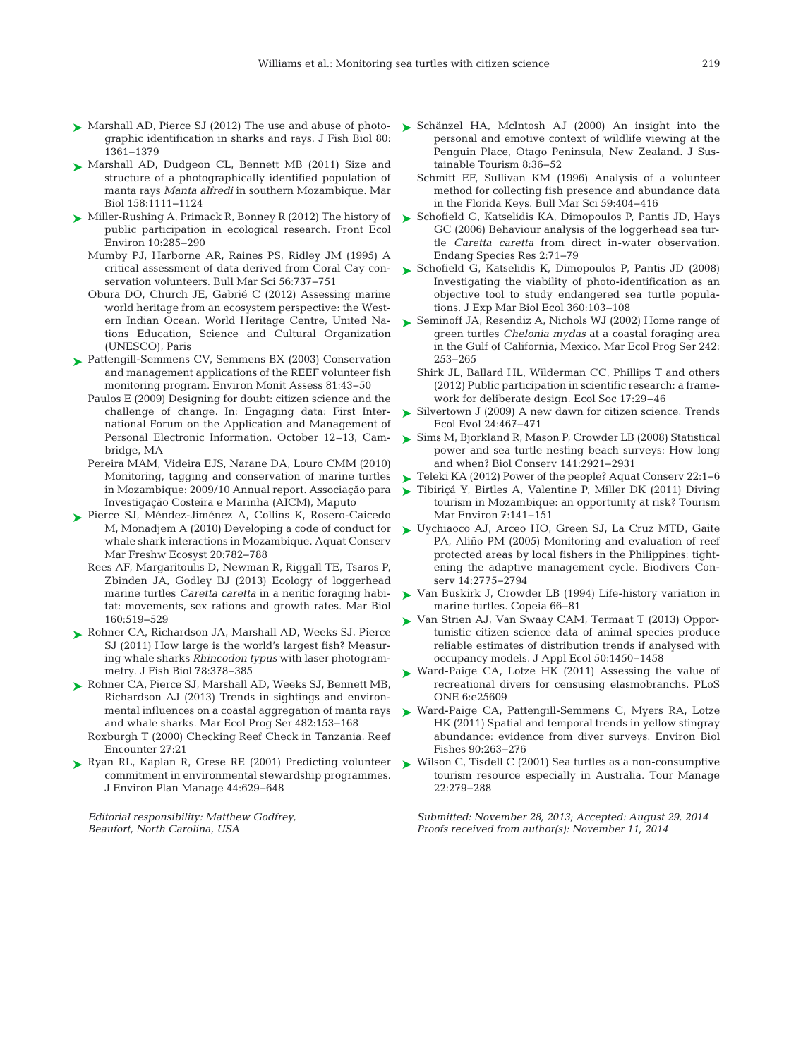Marshall AD, Pierce SJ (2012) The use and abuse of photographic identification in sharks and rays. J Fish Biol 80: 1361−1379

Marshall AD, Dudgeon CL, Bennett MB (2011) Size and structure of a photographically identified population of manta rays *Manta alfredi* in southern Mozambique. Mar Biol 158:1111−1124

Miller-Rushing A, Primack R, Bonney R (2012) The history of public participation in ecological research. Front Ecol Environ 10:285−290

Mumby PJ, Harborne AR, Raines PS, Ridley JM (1995) A critical assessment of data derived from Coral Cay conservation volunteers. Bull Mar Sci 56:737−751

Obura DO, Church JE, Gabrié C (2012) Assessing marine world heritage from an ecosystem perspective: the Western Indian Ocean. World Heritage Centre, United Nations Education, Science and Cultural Organization (UNESCO), Paris

Pattengill-Semmens CV, Semmens BX (2003) Conservation and management applications of the REEF volunteer fish monitoring program. Environ Monit Assess 81:43−50

Paulos E (2009) Designing for doubt: citizen science and the challenge of change. In: Engaging data: First International Forum on the Application and Management of Personal Electronic Information. October 12−13, Cambridge, MA

Pereira MAM, Videira EJS, Narane DA, Louro CMM (2010) Monitoring, tagging and conservation of marine turtles in Mozambique: 2009/10 Annual report. Associação para Investigação Costeira e Marinha (AICM), Maputo

Pierce SJ, Méndez-Jiménez A, Collins K, Rosero-Caicedo M, Monadjem A (2010) Developing a code of conduct for whale shark interactions in Mozambique. Aquat Conserv Mar Freshw Ecosyst 20:782−788

Rees AF, Margaritoulis D, Newman R, Riggall TE, Tsaros P, Zbinden JA, Godley BJ (2013) Ecology of loggerhead marine turtles *Caretta caretta* in a neritic foraging habitat: movements, sex rations and growth rates. Mar Biol 160:519−529

Rohner CA, Richardson JA, Marshall AD, Weeks SJ, Pierce SJ (2011) How large is the world's largest fish? Measuring whale sharks *Rhincodon typus* with laser photogrammetry. J Fish Biol 78:378−385

Rohner CA, Pierce SJ, Marshall AD, Weeks SJ, Bennett MB, Richardson AJ (2013) Trends in sightings and environmental influences on a coastal aggregation of manta rays and whale sharks. Mar Ecol Prog Ser 482:153−168

Roxburgh T (2000) Checking Reef Check in Tanzania. Reef Encounter 27:21

Ryan RL, Kaplan R, Grese RE (2001) Predicting volunteer commitment in environmental stewardship programmes. J Environ Plan Manage 44:629−648

Schänzel HA, McIntosh AJ (2000) An insight into the personal and emotive context of wildlife viewing at the Penguin Place, Otago Peninsula, New Zealand. J Sustainable Tourism 8:36−52

Schmitt EF, Sullivan KM (1996) Analysis of a volunteer method for collecting fish presence and abundance data in the Florida Keys. Bull Mar Sci 59:404−416

Schofield G, Katselidis KA, Dimopoulos P, Pantis JD, Hays GC (2006) Behaviour analysis of the loggerhead sea turtle *Caretta caretta* from direct in-water observation. Endang Species Res 2:71−79

Schofield G, Katselidis K, Dimopoulos P, Pantis JD (2008) Investigating the viability of photo-identification as an objective tool to study endangered sea turtle populations. J Exp Mar Biol Ecol 360:103−108

Seminoff JA, Resendiz A, Nichols WJ (2002) Home range of green turtles *Chelonia mydas* at a coastal foraging area in the Gulf of California, Mexico. Mar Ecol Prog Ser 242: 253−265

Shirk JL, Ballard HL, Wilderman CC, Phillips T and others (2012) Public participation in scientific research: a framework for deliberate design. Ecol Soc 17:29−46

Silvertown J (2009) A new dawn for citizen science. Trends Ecol Evol 24:467−471

Sims M, Bjorkland R, Mason P, Crowder LB (2008) Statistical power and sea turtle nesting beach surveys: How long and when? Biol Conserv 141:2921−2931

Teleki KA (2012) Power of the people? Aquat Conserv 22:1−6

Tibiriçá Y, Birtles A, Valentine P, Miller DK (2011) Diving tourism in Mozambique: an opportunity at risk? Tourism Mar Environ 7:141−151

Uychiaoco AJ, Arceo HO, Green SJ, La Cruz MTD, Gaite PA, Aliño PM (2005) Monitoring and evaluation of reef protected areas by local fishers in the Philippines: tightening the adaptive management cycle. Biodivers Conserv 14:2775−2794

Van Buskirk J, Crowder LB (1994) Life-history variation in marine turtles. Copeia 66−81

Van Strien AJ, Van Swaay CAM, Termaat T (2013) Opportunistic citizen science data of animal species produce reliable estimates of distribution trends if analysed with occupancy models. J Appl Ecol 50:1450−1458

Ward-Paige CA, Lotze HK (2011) Assessing the value of recreational divers for censusing elasmobranchs. PLoS ONE 6:e25609

Ward-Paige CA, Pattengill-Semmens C, Myers RA, Lotze HK (2011) Spatial and temporal trends in yellow stingray abundance: evidence from diver surveys. Environ Biol Fishes 90:263−276

Wilson C, Tisdell C (2001) Sea turtles as a non-consumptive tourism resource especially in Australia. Tour Manage 22:279−288

*Editorial responsibility: Matthew Godfrey, Beaufort, North Carolina, USA*

*Submitted: November 28, 2013; Accepted: August 29, 2014*
*Proofs received from author(s): November 11, 2014*